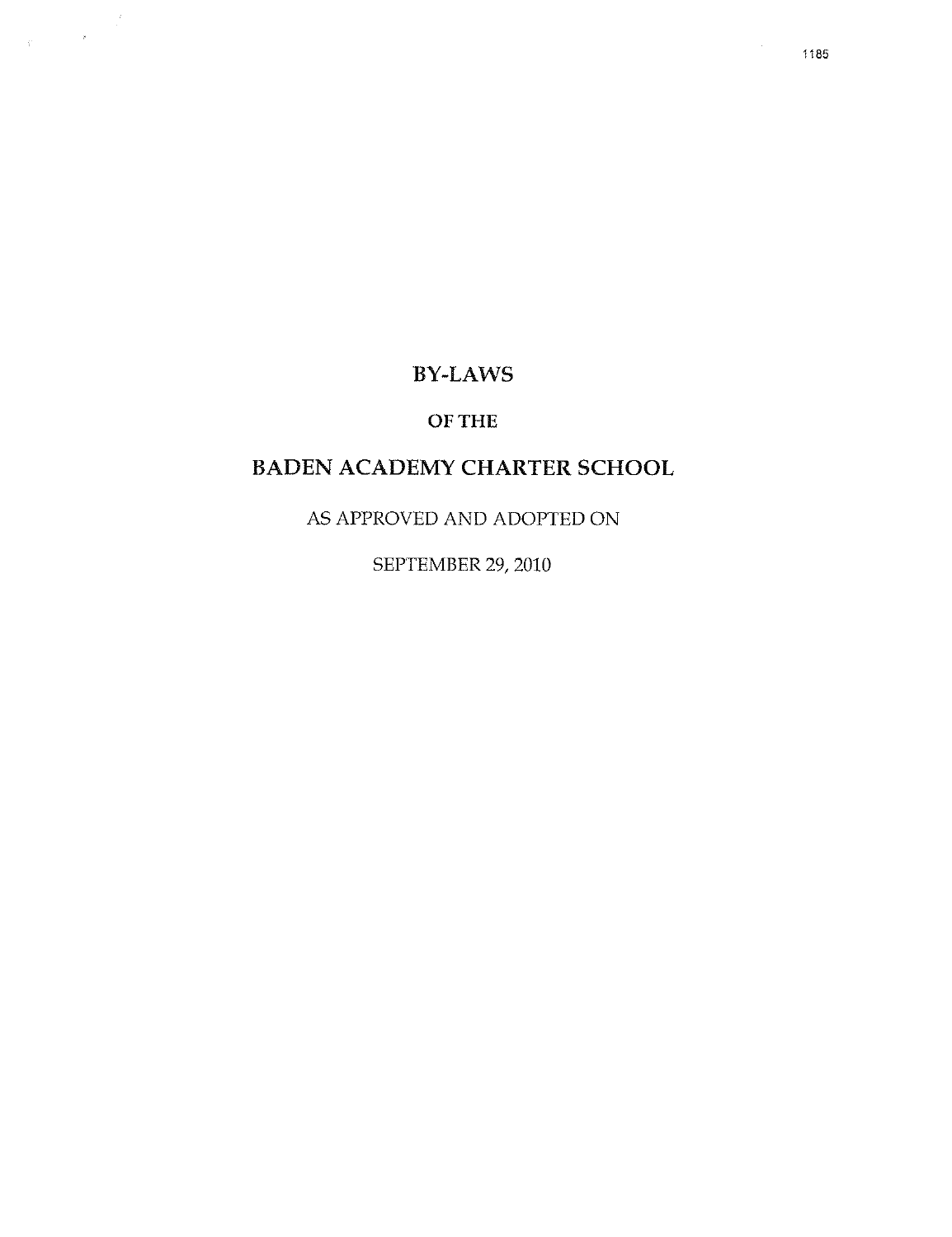# BY-LAWS

## OF THE

# BADEN ACADEMY CHARTER SCHOOL

AS APPROVED AND ADOPTED ON

SEPTEMBER 29, 2010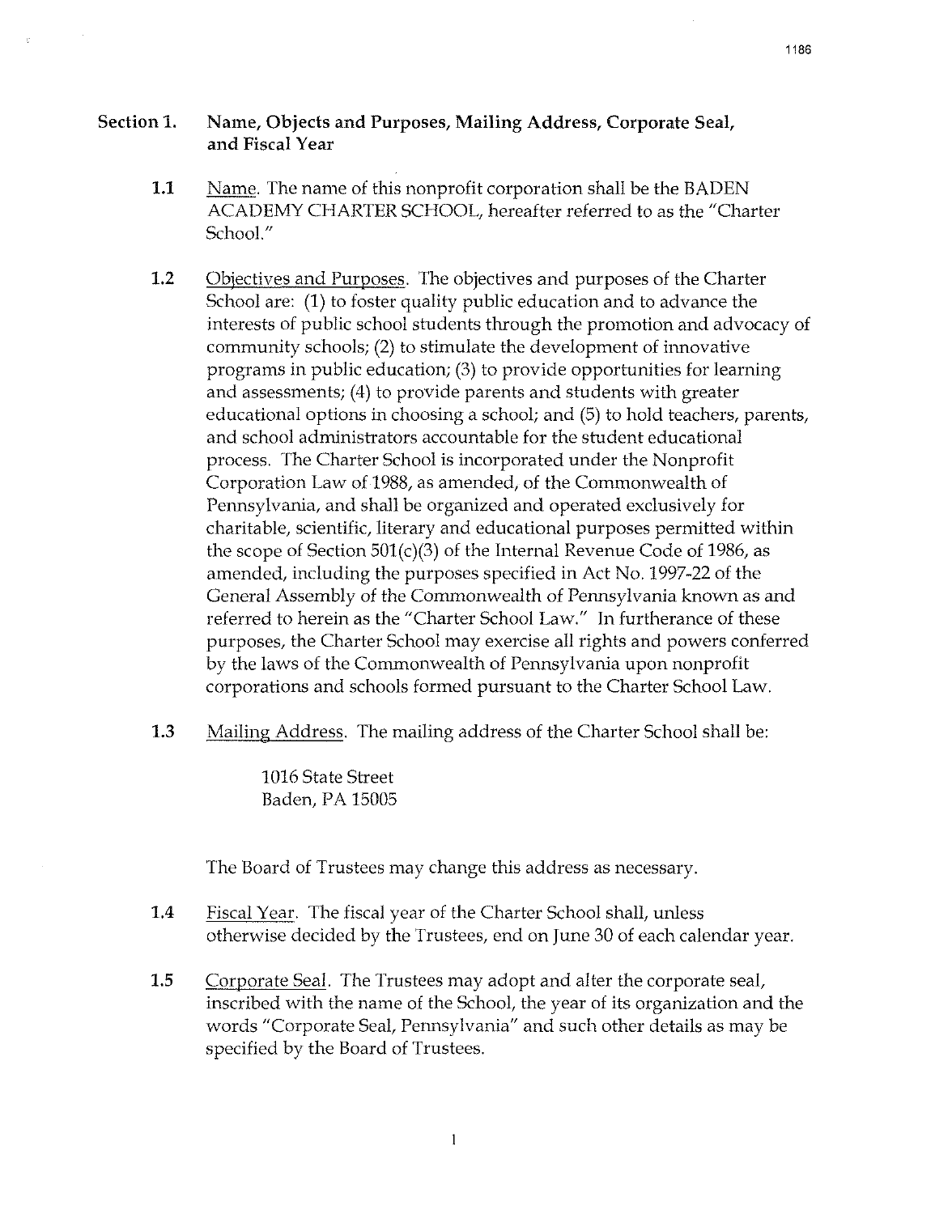## Section 1. Name, Objects and Purposes, Mailing Address, Corporate Seal, and Fiscal Year

**1.1** Name. The name of this nonprofit corporation shall be the BADEN ACADEMY CHARTER SCHOOL, hereafter referred to as the "Charter School."

**1.2** Objectives and Purposes. The objectives and purposes of the Charter School are: (1) to foster quality public education and to advance the interests of public school students through the promotion and advocacy of community schools; (2) to stimulate the development of innovative programs in public education; (3) to provide opportunities for learning and assessments; (4) to provide parents and students with greater educational options in choosing a school; and (5) to hold teachers, parents, and school administrators accountable for the student educational process. The Charter School is incorporated under the Nonprofit Corporation Law of 1988, as amended, of the Commonwealth of Pennsylvania, and shall be organized and operated exclusively for charitable, scientific, literary and educational purposes permitted within the scope of Section 501(c)(3) of the Internal Revenue Code of 1986, as amended, including the purposes specified in Act No. 1997-22 of the General Assembly of the Commonwealth of Pennsylvania known as and referred to herein as the "Charter School Law." In furtherance of these purposes, the Charter School may exercise all rights and powers conferred by the laws of the Commonwealth of Pennsylvania upon nonprofit corporations and schools formed pursuant to the Charter School Law.

**1.3** Mailing Address. The mailing address of the Charter School shall be:

1016 State Street
Baden, PA 15005

The Board of Trustees may change this address as necessary.

**1.4** Fiscal Year. The fiscal year of the Charter School shall, unless otherwise decided by the Trustees, end on June 30 of each calendar year.

**1.5** Corporate Seal. The Trustees may adopt and alter the corporate seal, inscribed with the name of the School, the year of its organization and the words "Corporate Seal, Pennsylvania" and such other details as may be specified by the Board of Trustees.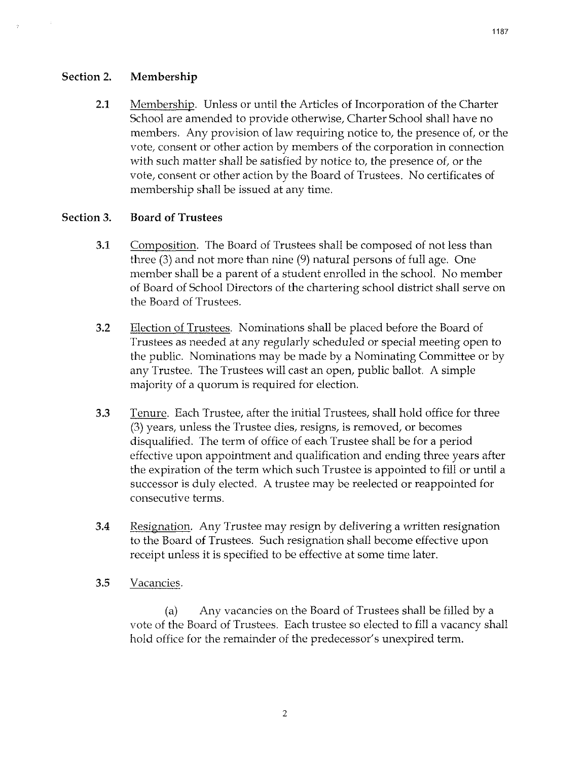## Section 2. Membership

**2.1** Membership. Unless or until the Articles of Incorporation of the Charter School are amended to provide otherwise, Charter School shall have no members. Any provision of law requiring notice to, the presence of, or the vote, consent or other action by members of the corporation in connection with such matter shall be satisfied by notice to, the presence of, or the vote, consent or other action by the Board of Trustees. No certificates of membership shall be issued at any time.

## Section 3. Board of Trustees

**3.1** Composition. The Board of Trustees shall be composed of not less than three (3) and not more than nine (9) natural persons of full age. One member shall be a parent of a student enrolled in the school. No member of Board of School Directors of the chartering school district shall serve on the Board of Trustees.

**3.2** Election of Trustees. Nominations shall be placed before the Board of Trustees as needed at any regularly scheduled or special meeting open to the public. Nominations may be made by a Nominating Committee or by any Trustee. The Trustees will cast an open, public ballot. A simple majority of a quorum is required for election.

**3.3** Tenure. Each Trustee, after the initial Trustees, shall hold office for three (3) years, unless the Trustee dies, resigns, is removed, or becomes disqualified. The term of office of each Trustee shall be for a period effective upon appointment and qualification and ending three years after the expiration of the term which such Trustee is appointed to fill or until a successor is duly elected. A trustee may be reelected or reappointed for consecutive terms.

**3.4** Resignation. Any Trustee may resign by delivering a written resignation to the Board of Trustees. Such resignation shall become effective upon receipt unless it is specified to be effective at some time later.

**3.5** Vacancies.

(a) Any vacancies on the Board of Trustees shall be filled by a vote of the Board of Trustees. Each trustee so elected to fill a vacancy shall hold office for the remainder of the predecessor's unexpired term.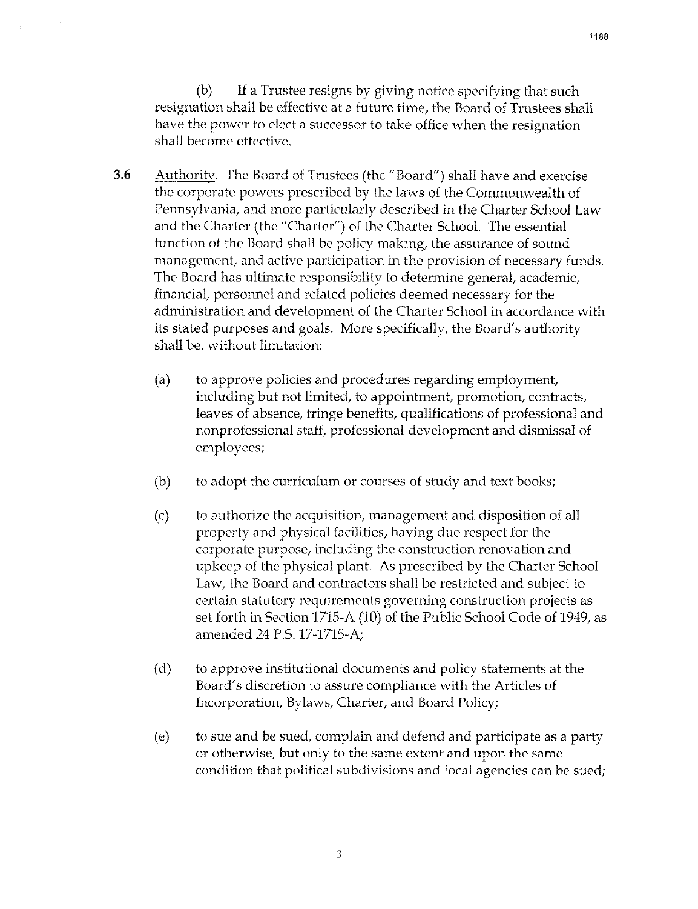(b) If a Trustee resigns by giving notice specifying that such resignation shall be effective at a future time, the Board of Trustees shall have the power to elect a successor to take office when the resignation shall become effective.

**3.6** Authority. The Board of Trustees (the "Board") shall have and exercise the corporate powers prescribed by the laws of the Commonwealth of Pennsylvania, and more particularly described in the Charter School Law and the Charter (the "Charter") of the Charter School. The essential function of the Board shall be policy making, the assurance of sound management, and active participation in the provision of necessary funds. The Board has ultimate responsibility to determine general, academic, financial, personnel and related policies deemed necessary for the administration and development of the Charter School in accordance with its stated purposes and goals. More specifically, the Board's authority shall be, without limitation:

(a) to approve policies and procedures regarding employment, including but not limited, to appointment, promotion, contracts, leaves of absence, fringe benefits, qualifications of professional and nonprofessional staff, professional development and dismissal of employees;

(b) to adopt the curriculum or courses of study and text books;

(c) to authorize the acquisition, management and disposition of all property and physical facilities, having due respect for the corporate purpose, including the construction renovation and upkeep of the physical plant. As prescribed by the Charter School Law, the Board and contractors shall be restricted and subject to certain statutory requirements governing construction projects as set forth in Section 1715-A (10) of the Public School Code of 1949, as amended 24 P.S. 17-1715-A;

(d) to approve institutional documents and policy statements at the Board's discretion to assure compliance with the Articles of Incorporation, Bylaws, Charter, and Board Policy;

(e) to sue and be sued, complain and defend and participate as a party or otherwise, but only to the same extent and upon the same condition that political subdivisions and local agencies can be sued;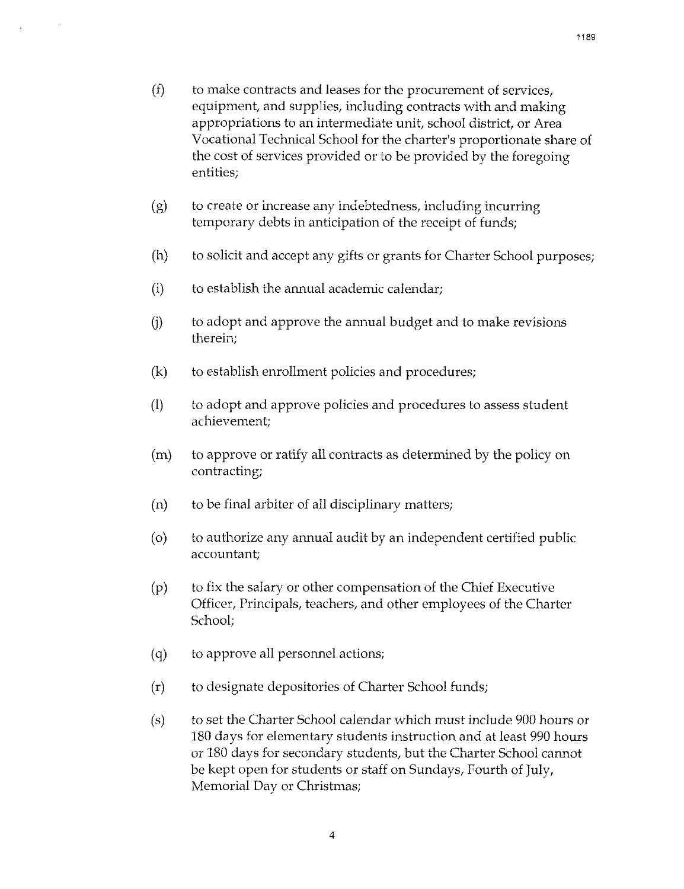(f) to make contracts and leases for the procurement of services, equipment, and supplies, including contracts with and making appropriations to an intermediate unit, school district, or Area Vocational Technical School for the charter's proportionate share of the cost of services provided or to be provided by the foregoing entities;

(g) to create or increase any indebtedness, including incurring temporary debts in anticipation of the receipt of funds;

(h) to solicit and accept any gifts or grants for Charter School purposes;

(i) to establish the annual academic calendar;

(j) to adopt and approve the annual budget and to make revisions therein;

(k) to establish enrollment policies and procedures;

(l) to adopt and approve policies and procedures to assess student achievement;

(m) to approve or ratify all contracts as determined by the policy on contracting;

(n) to be final arbiter of all disciplinary matters;

(o) to authorize any annual audit by an independent certified public accountant;

(p) to fix the salary or other compensation of the Chief Executive Officer, Principals, teachers, and other employees of the Charter School;

(q) to approve all personnel actions;

(r) to designate depositories of Charter School funds;

(s) to set the Charter School calendar which must include 900 hours or 180 days for elementary students instruction and at least 990 hours or 180 days for secondary students, but the Charter School cannot be kept open for students or staff on Sundays, Fourth of July, Memorial Day or Christmas;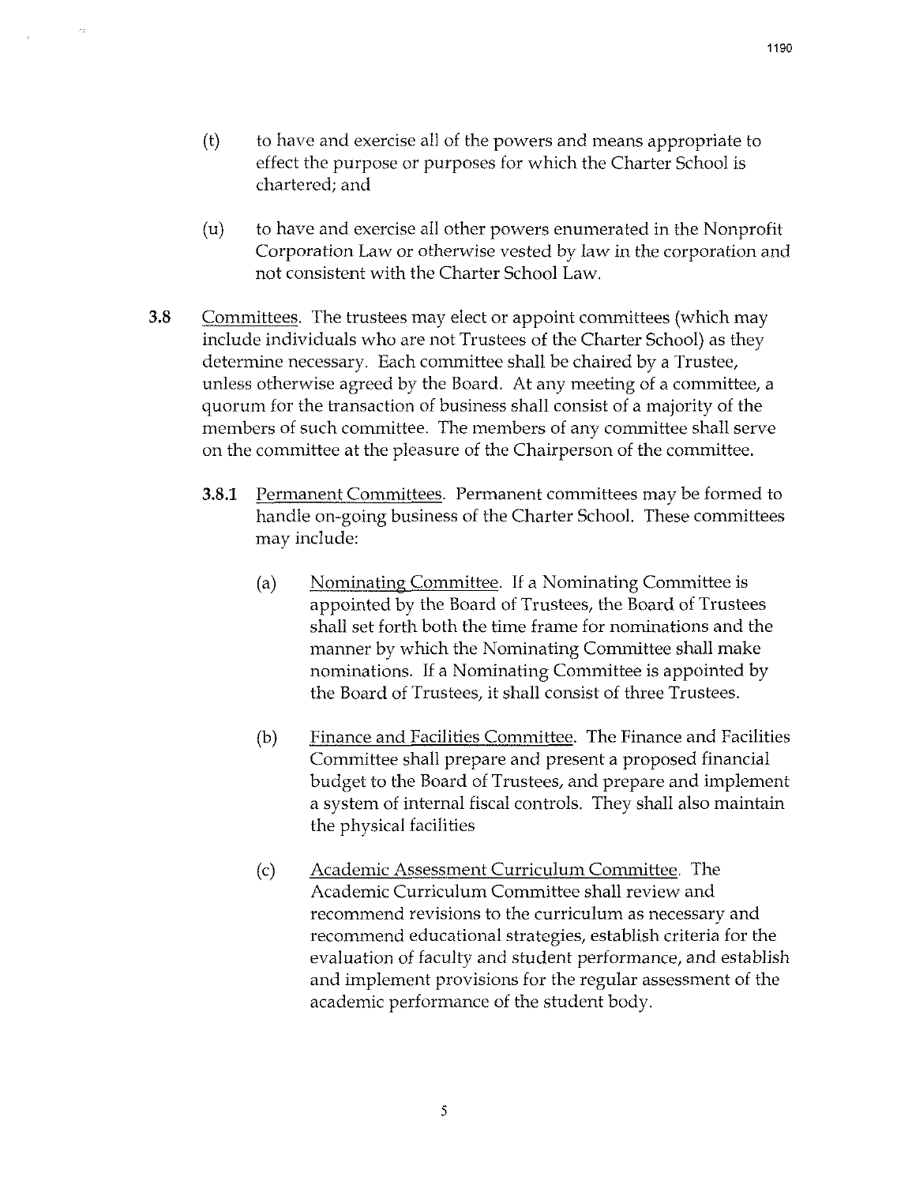(t) to have and exercise all of the powers and means appropriate to effect the purpose or purposes for which the Charter School is chartered; and

(u) to have and exercise all other powers enumerated in the Nonprofit Corporation Law or otherwise vested by law in the corporation and not consistent with the Charter School Law.

**3.8** Committees. The trustees may elect or appoint committees (which may include individuals who are not Trustees of the Charter School) as they determine necessary. Each committee shall be chaired by a Trustee, unless otherwise agreed by the Board. At any meeting of a committee, a quorum for the transaction of business shall consist of a majority of the members of such committee. The members of any committee shall serve on the committee at the pleasure of the Chairperson of the committee.

**3.8.1** Permanent Committees. Permanent committees may be formed to handle on-going business of the Charter School. These committees may include:

(a) Nominating Committee. If a Nominating Committee is appointed by the Board of Trustees, the Board of Trustees shall set forth both the time frame for nominations and the manner by which the Nominating Committee shall make nominations. If a Nominating Committee is appointed by the Board of Trustees, it shall consist of three Trustees.

(b) Finance and Facilities Committee. The Finance and Facilities Committee shall prepare and present a proposed financial budget to the Board of Trustees, and prepare and implement a system of internal fiscal controls. They shall also maintain the physical facilities

(c) Academic Assessment Curriculum Committee. The Academic Curriculum Committee shall review and recommend revisions to the curriculum as necessary and recommend educational strategies, establish criteria for the evaluation of faculty and student performance, and establish and implement provisions for the regular assessment of the academic performance of the student body.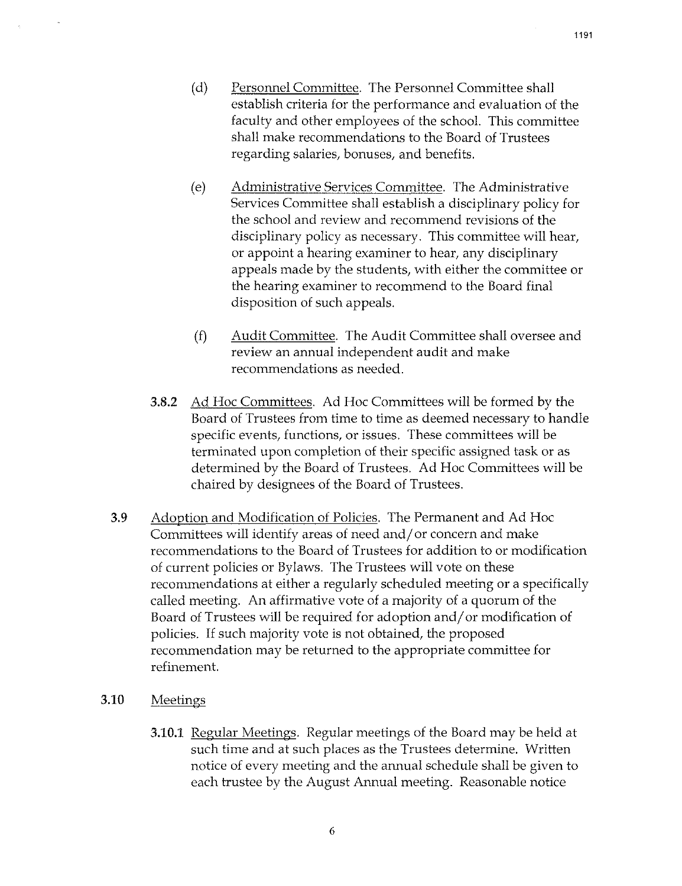(d) Personnel Committee. The Personnel Committee shall establish criteria for the performance and evaluation of the faculty and other employees of the school. This committee shall make recommendations to the Board of Trustees regarding salaries, bonuses, and benefits.

(e) Administrative Services Committee. The Administrative Services Committee shall establish a disciplinary policy for the school and review and recommend revisions of the disciplinary policy as necessary. This committee will hear, or appoint a hearing examiner to hear, any disciplinary appeals made by the students, with either the committee or the hearing examiner to recommend to the Board final disposition of such appeals.

(f) Audit Committee. The Audit Committee shall oversee and review an annual independent audit and make recommendations as needed.

**3.8.2** Ad Hoc Committees. Ad Hoc Committees will be formed by the Board of Trustees from time to time as deemed necessary to handle specific events, functions, or issues. These committees will be terminated upon completion of their specific assigned task or as determined by the Board of Trustees. Ad Hoc Committees will be chaired by designees of the Board of Trustees.

**3.9** Adoption and Modification of Policies. The Permanent and Ad Hoc Committees will identify areas of need and/or concern and make recommendations to the Board of Trustees for addition to or modification of current policies or Bylaws. The Trustees will vote on these recommendations at either a regularly scheduled meeting or a specifically called meeting. An affirmative vote of a majority of a quorum of the Board of Trustees will be required for adoption and/or modification of policies. If such majority vote is not obtained, the proposed recommendation may be returned to the appropriate committee for refinement.

**3.10** Meetings

**3.10.1** Regular Meetings. Regular meetings of the Board may be held at such time and at such places as the Trustees determine. Written notice of every meeting and the annual schedule shall be given to each trustee by the August Annual meeting. Reasonable notice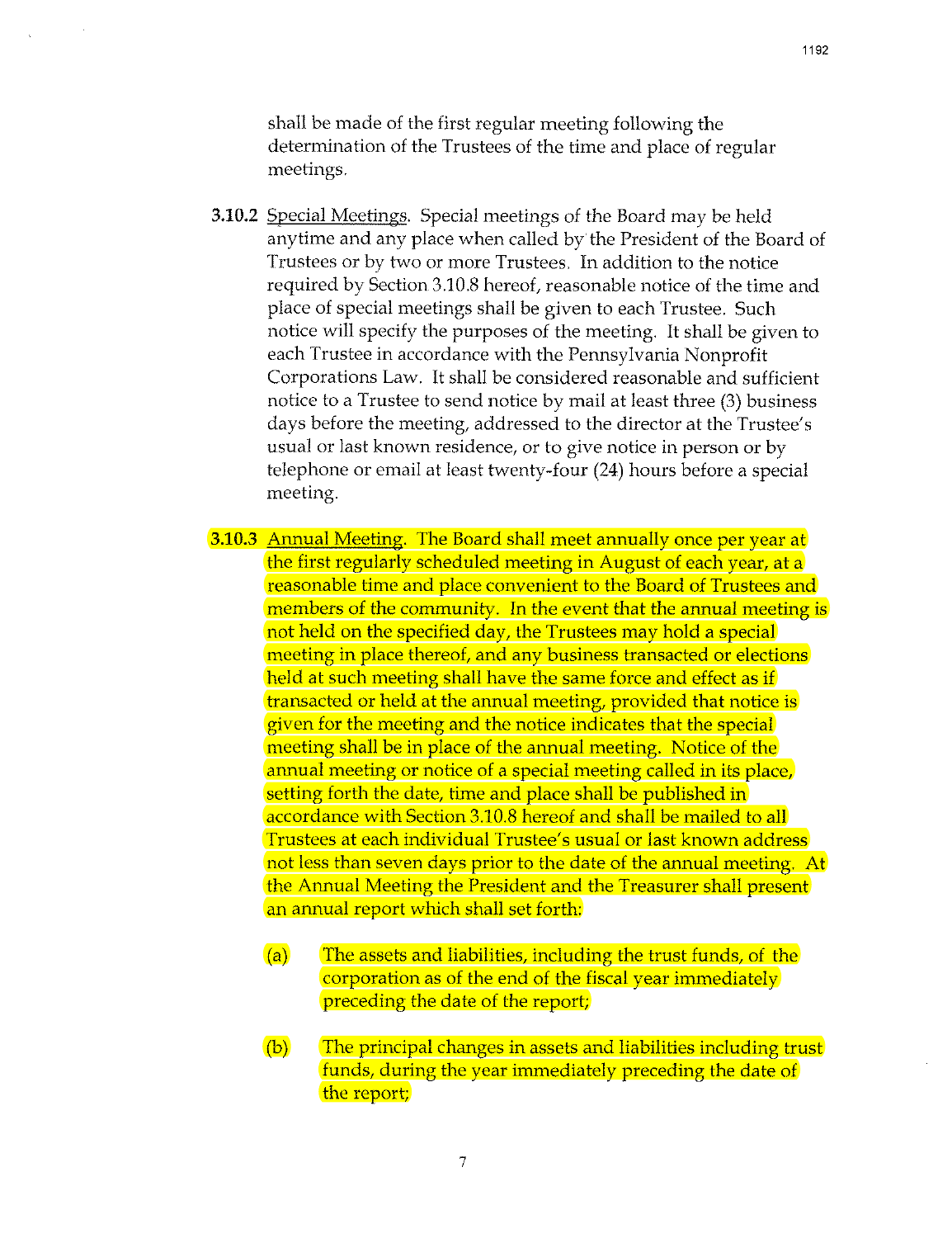shall be made of the first regular meeting following the determination of the Trustees of the time and place of regular meetings.

**3.10.2** Special Meetings. Special meetings of the Board may be held anytime and any place when called by the President of the Board of Trustees or by two or more Trustees. In addition to the notice required by Section 3.10.8 hereof, reasonable notice of the time and place of special meetings shall be given to each Trustee. Such notice will specify the purposes of the meeting. It shall be given to each Trustee in accordance with the Pennsylvania Nonprofit Corporations Law. It shall be considered reasonable and sufficient notice to a Trustee to send notice by mail at least three (3) business days before the meeting, addressed to the director at the Trustee's usual or last known residence, or to give notice in person or by telephone or email at least twenty-four (24) hours before a special meeting.

**3.10.3** Annual Meeting. The Board shall meet annually once per year at the first regularly scheduled meeting in August of each year, at a reasonable time and place convenient to the Board of Trustees and members of the community. In the event that the annual meeting is not held on the specified day, the Trustees may hold a special meeting in place thereof, and any business transacted or elections held at such meeting shall have the same force and effect as if transacted or held at the annual meeting, provided that notice is given for the meeting and the notice indicates that the special meeting shall be in place of the annual meeting. Notice of the annual meeting or notice of a special meeting called in its place, setting forth the date, time and place shall be published in accordance with Section 3.10.8 hereof and shall be mailed to all Trustees at each individual Trustee's usual or last known address not less than seven days prior to the date of the annual meeting. At the Annual Meeting the President and the Treasurer shall present an annual report which shall set forth:

(a) The assets and liabilities, including the trust funds, of the corporation as of the end of the fiscal year immediately preceding the date of the report;

(b) The principal changes in assets and liabilities including trust funds, during the year immediately preceding the date of the report;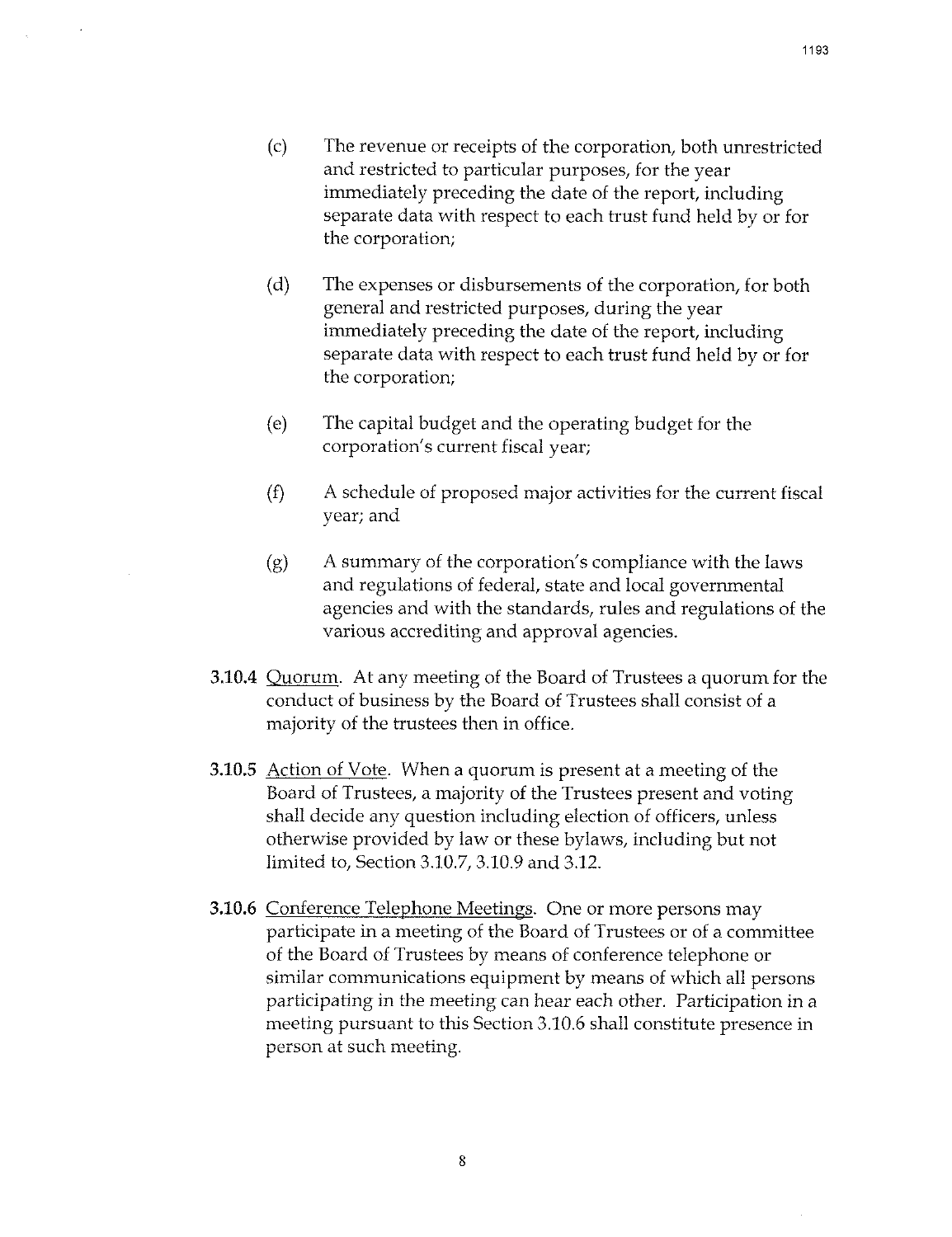(c) The revenue or receipts of the corporation, both unrestricted and restricted to particular purposes, for the year immediately preceding the date of the report, including separate data with respect to each trust fund held by or for the corporation;

(d) The expenses or disbursements of the corporation, for both general and restricted purposes, during the year immediately preceding the date of the report, including separate data with respect to each trust fund held by or for the corporation;

(e) The capital budget and the operating budget for the corporation's current fiscal year;

(f) A schedule of proposed major activities for the current fiscal year; and

(g) A summary of the corporation's compliance with the laws and regulations of federal, state and local governmental agencies and with the standards, rules and regulations of the various accrediting and approval agencies.

**3.10.4** Quorum. At any meeting of the Board of Trustees a quorum for the conduct of business by the Board of Trustees shall consist of a majority of the trustees then in office.

**3.10.5** Action of Vote. When a quorum is present at a meeting of the Board of Trustees, a majority of the Trustees present and voting shall decide any question including election of officers, unless otherwise provided by law or these bylaws, including but not limited to, Section 3.10.7, 3.10.9 and 3.12.

**3.10.6** Conference Telephone Meetings. One or more persons may participate in a meeting of the Board of Trustees or of a committee of the Board of Trustees by means of conference telephone or similar communications equipment by means of which all persons participating in the meeting can hear each other. Participation in a meeting pursuant to this Section 3.10.6 shall constitute presence in person at such meeting.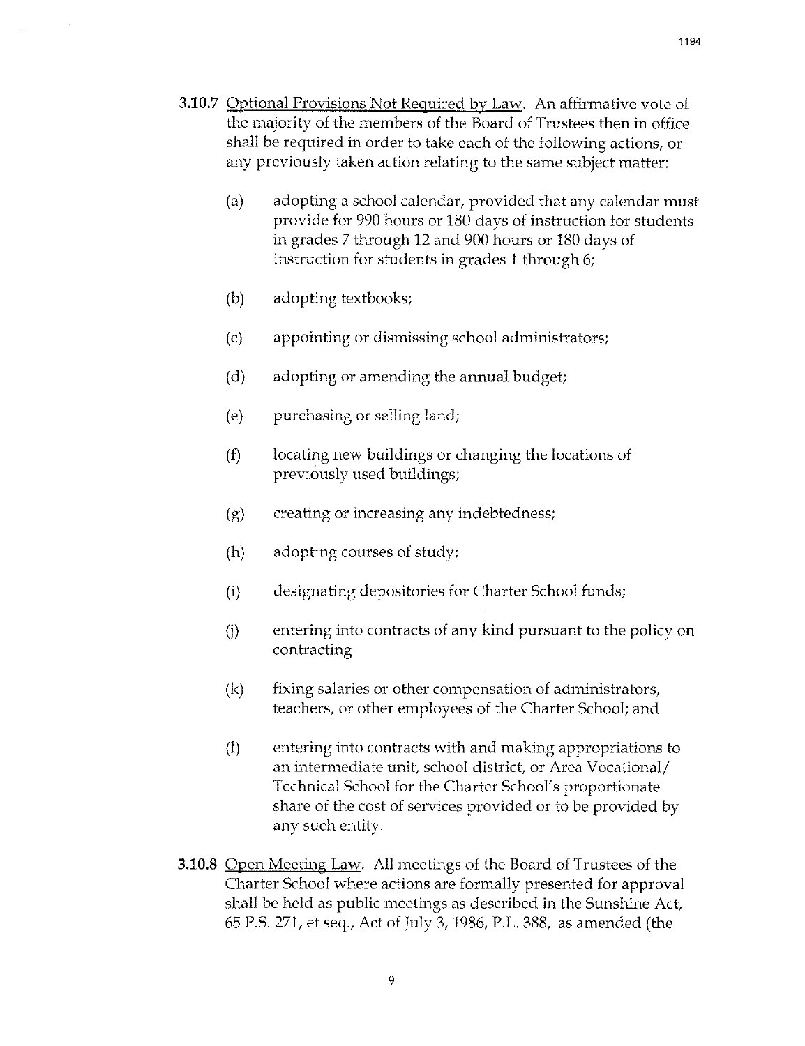**3.10.7** Optional Provisions Not Required by Law. An affirmative vote of the majority of the members of the Board of Trustees then in office shall be required in order to take each of the following actions, or any previously taken action relating to the same subject matter:

(a) adopting a school calendar, provided that any calendar must provide for 990 hours or 180 days of instruction for students in grades 7 through 12 and 900 hours or 180 days of instruction for students in grades 1 through 6;

(b) adopting textbooks;

(c) appointing or dismissing school administrators;

(d) adopting or amending the annual budget;

(e) purchasing or selling land;

(f) locating new buildings or changing the locations of previously used buildings;

(g) creating or increasing any indebtedness;

(h) adopting courses of study;

(i) designating depositories for Charter School funds;

(j) entering into contracts of any kind pursuant to the policy on contracting

(k) fixing salaries or other compensation of administrators, teachers, or other employees of the Charter School; and

(l) entering into contracts with and making appropriations to an intermediate unit, school district, or Area Vocational/ Technical School for the Charter School's proportionate share of the cost of services provided or to be provided by any such entity.

**3.10.8** Open Meeting Law. All meetings of the Board of Trustees of the Charter School where actions are formally presented for approval shall be held as public meetings as described in the Sunshine Act, 65 P.S. 271, et seq., Act of July 3, 1986, P.L. 388, as amended (the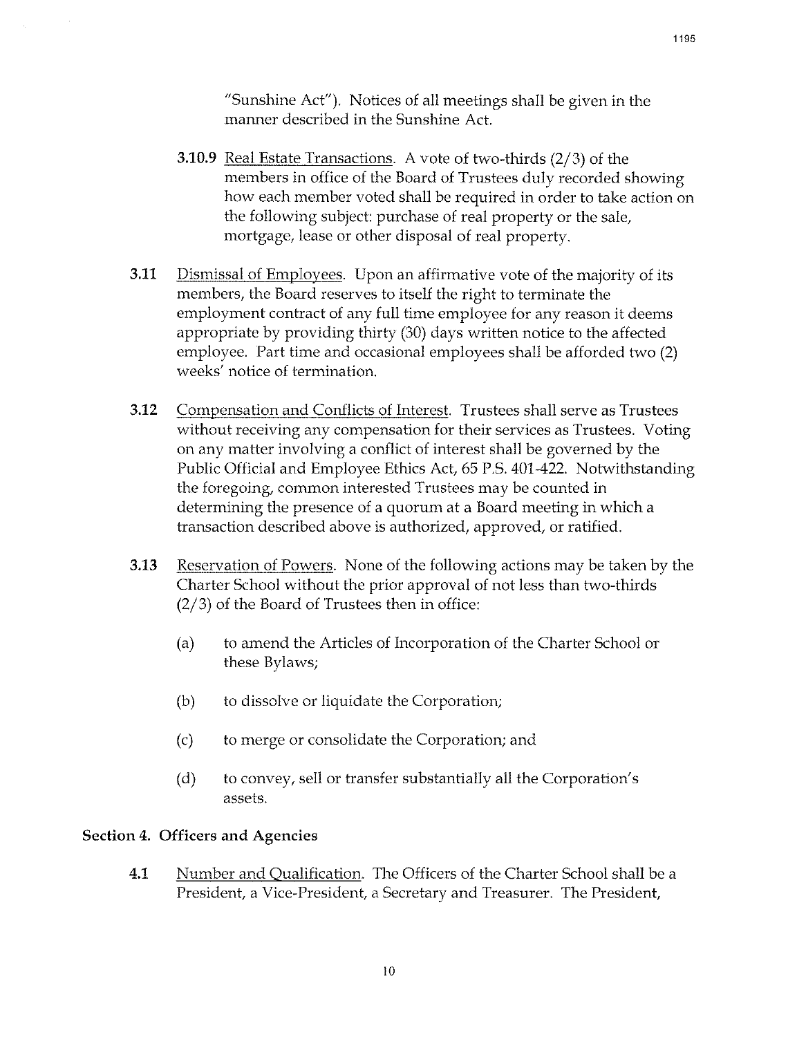"Sunshine Act"). Notices of all meetings shall be given in the manner described in the Sunshine Act.

**3.10.9** Real Estate Transactions. A vote of two-thirds (2/3) of the members in office of the Board of Trustees duly recorded showing how each member voted shall be required in order to take action on the following subject: purchase of real property or the sale, mortgage, lease or other disposal of real property.

**3.11** Dismissal of Employees. Upon an affirmative vote of the majority of its members, the Board reserves to itself the right to terminate the employment contract of any full time employee for any reason it deems appropriate by providing thirty (30) days written notice to the affected employee. Part time and occasional employees shall be afforded two (2) weeks' notice of termination.

**3.12** Compensation and Conflicts of Interest. Trustees shall serve as Trustees without receiving any compensation for their services as Trustees. Voting on any matter involving a conflict of interest shall be governed by the Public Official and Employee Ethics Act, 65 P.S. 401-422. Notwithstanding the foregoing, common interested Trustees may be counted in determining the presence of a quorum at a Board meeting in which a transaction described above is authorized, approved, or ratified.

**3.13** Reservation of Powers. None of the following actions may be taken by the Charter School without the prior approval of not less than two-thirds (2/3) of the Board of Trustees then in office:

(a) to amend the Articles of Incorporation of the Charter School or these Bylaws;

(b) to dissolve or liquidate the Corporation;

(c) to merge or consolidate the Corporation; and

(d) to convey, sell or transfer substantially all the Corporation's assets.

## Section 4. Officers and Agencies

**4.1** Number and Qualification. The Officers of the Charter School shall be a President, a Vice-President, a Secretary and Treasurer. The President,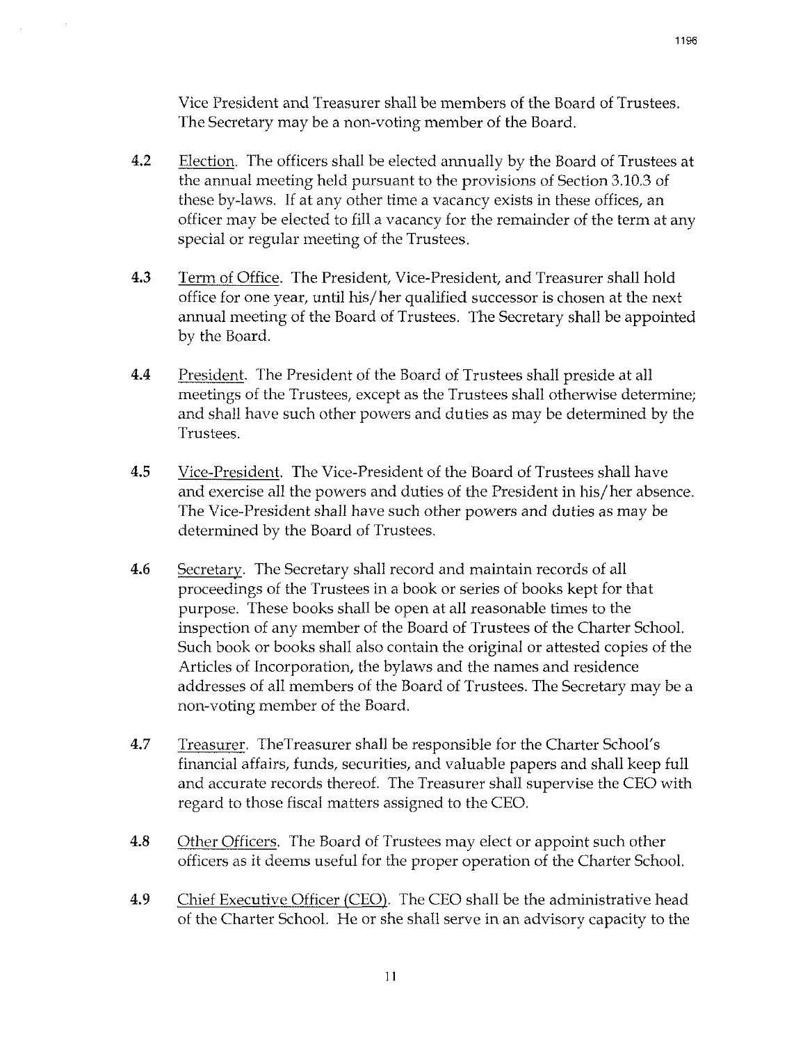Vice President and Treasurer shall be members of the Board of Trustees. The Secretary may be a non-voting member of the Board.

**4.2** Election. The officers shall be elected annually by the Board of Trustees at the annual meeting held pursuant to the provisions of Section 3.10.3 of these by-laws. If at any other time a vacancy exists in these offices, an officer may be elected to fill a vacancy for the remainder of the term at any special or regular meeting of the Trustees.

**4.3** Term of Office. The President, Vice-President, and Treasurer shall hold office for one year, until his/her qualified successor is chosen at the next annual meeting of the Board of Trustees. The Secretary shall be appointed by the Board.

**4.4** President. The President of the Board of Trustees shall preside at all meetings of the Trustees, except as the Trustees shall otherwise determine; and shall have such other powers and duties as may be determined by the Trustees.

**4.5** Vice-President. The Vice-President of the Board of Trustees shall have and exercise all the powers and duties of the President in his/her absence. The Vice-President shall have such other powers and duties as may be determined by the Board of Trustees.

**4.6** Secretary. The Secretary shall record and maintain records of all proceedings of the Trustees in a book or series of books kept for that purpose. These books shall be open at all reasonable times to the inspection of any member of the Board of Trustees of the Charter School. Such book or books shall also contain the original or attested copies of the Articles of Incorporation, the bylaws and the names and residence addresses of all members of the Board of Trustees. The Secretary may be a non-voting member of the Board.

**4.7** Treasurer. TheTreasurer shall be responsible for the Charter School's financial affairs, funds, securities, and valuable papers and shall keep full and accurate records thereof. The Treasurer shall supervise the CEO with regard to those fiscal matters assigned to the CEO.

**4.8** Other Officers. The Board of Trustees may elect or appoint such other officers as it deems useful for the proper operation of the Charter School.

**4.9** Chief Executive Officer (CEO). The CEO shall be the administrative head of the Charter School. He or she shall serve in an advisory capacity to the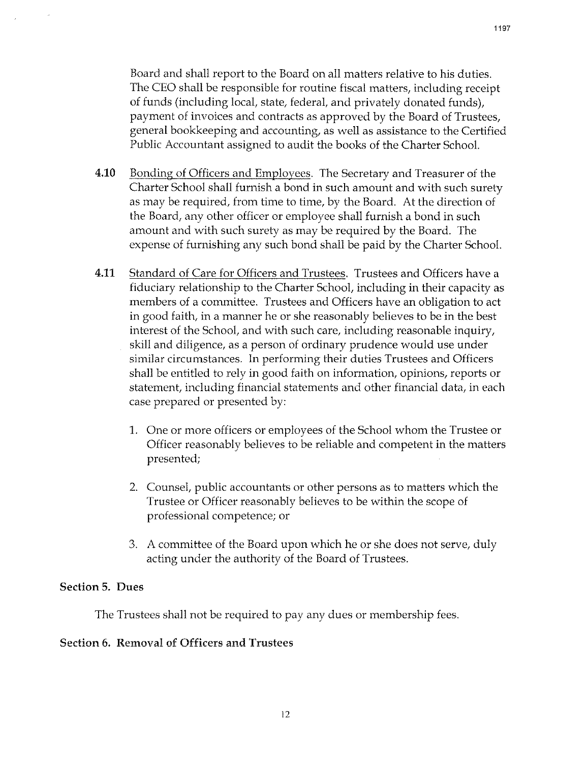Board and shall report to the Board on all matters relative to his duties. The CEO shall be responsible for routine fiscal matters, including receipt of funds (including local, state, federal, and privately donated funds), payment of invoices and contracts as approved by the Board of Trustees, general bookkeeping and accounting, as well as assistance to the Certified Public Accountant assigned to audit the books of the Charter School.

**4.10** Bonding of Officers and Employees. The Secretary and Treasurer of the Charter School shall furnish a bond in such amount and with such surety as may be required, from time to time, by the Board. At the direction of the Board, any other officer or employee shall furnish a bond in such amount and with such surety as may be required by the Board. The expense of furnishing any such bond shall be paid by the Charter School.

**4.11** Standard of Care for Officers and Trustees. Trustees and Officers have a fiduciary relationship to the Charter School, including in their capacity as members of a committee. Trustees and Officers have an obligation to act in good faith, in a manner he or she reasonably believes to be in the best interest of the School, and with such care, including reasonable inquiry, skill and diligence, as a person of ordinary prudence would use under similar circumstances. In performing their duties Trustees and Officers shall be entitled to rely in good faith on information, opinions, reports or statement, including financial statements and other financial data, in each case prepared or presented by:

1. One or more officers or employees of the School whom the Trustee or Officer reasonably believes to be reliable and competent in the matters presented;

2. Counsel, public accountants or other persons as to matters which the Trustee or Officer reasonably believes to be within the scope of professional competence; or

3. A committee of the Board upon which he or she does not serve, duly acting under the authority of the Board of Trustees.

**Section 5. Dues**

The Trustees shall not be required to pay any dues or membership fees.

**Section 6. Removal of Officers and Trustees**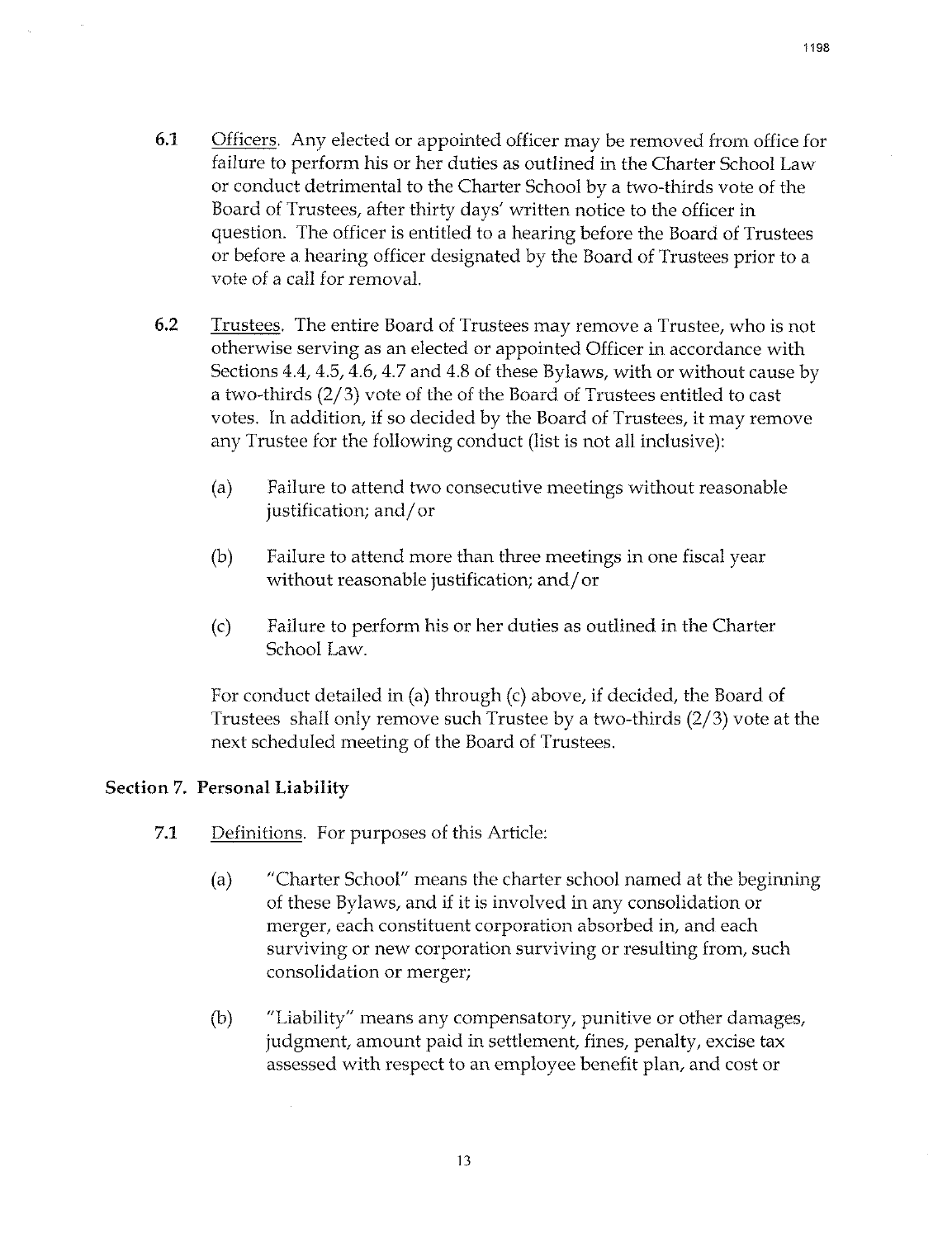**6.1** Officers. Any elected or appointed officer may be removed from office for failure to perform his or her duties as outlined in the Charter School Law or conduct detrimental to the Charter School by a two-thirds vote of the Board of Trustees, after thirty days' written notice to the officer in question. The officer is entitled to a hearing before the Board of Trustees or before a hearing officer designated by the Board of Trustees prior to a vote of a call for removal.

**6.2** Trustees. The entire Board of Trustees may remove a Trustee, who is not otherwise serving as an elected or appointed Officer in accordance with Sections 4.4, 4.5, 4.6, 4.7 and 4.8 of these Bylaws, with or without cause by a two-thirds (2/3) vote of the of the Board of Trustees entitled to cast votes. In addition, if so decided by the Board of Trustees, it may remove any Trustee for the following conduct (list is not all inclusive):

(a) Failure to attend two consecutive meetings without reasonable justification; and/or

(b) Failure to attend more than three meetings in one fiscal year without reasonable justification; and/or

(c) Failure to perform his or her duties as outlined in the Charter School Law.

For conduct detailed in (a) through (c) above, if decided, the Board of Trustees shall only remove such Trustee by a two-thirds (2/3) vote at the next scheduled meeting of the Board of Trustees.

## Section 7. Personal Liability

**7.1** Definitions. For purposes of this Article:

(a) "Charter School" means the charter school named at the beginning of these Bylaws, and if it is involved in any consolidation or merger, each constituent corporation absorbed in, and each surviving or new corporation surviving or resulting from, such consolidation or merger;

(b) "Liability" means any compensatory, punitive or other damages, judgment, amount paid in settlement, fines, penalty, excise tax assessed with respect to an employee benefit plan, and cost or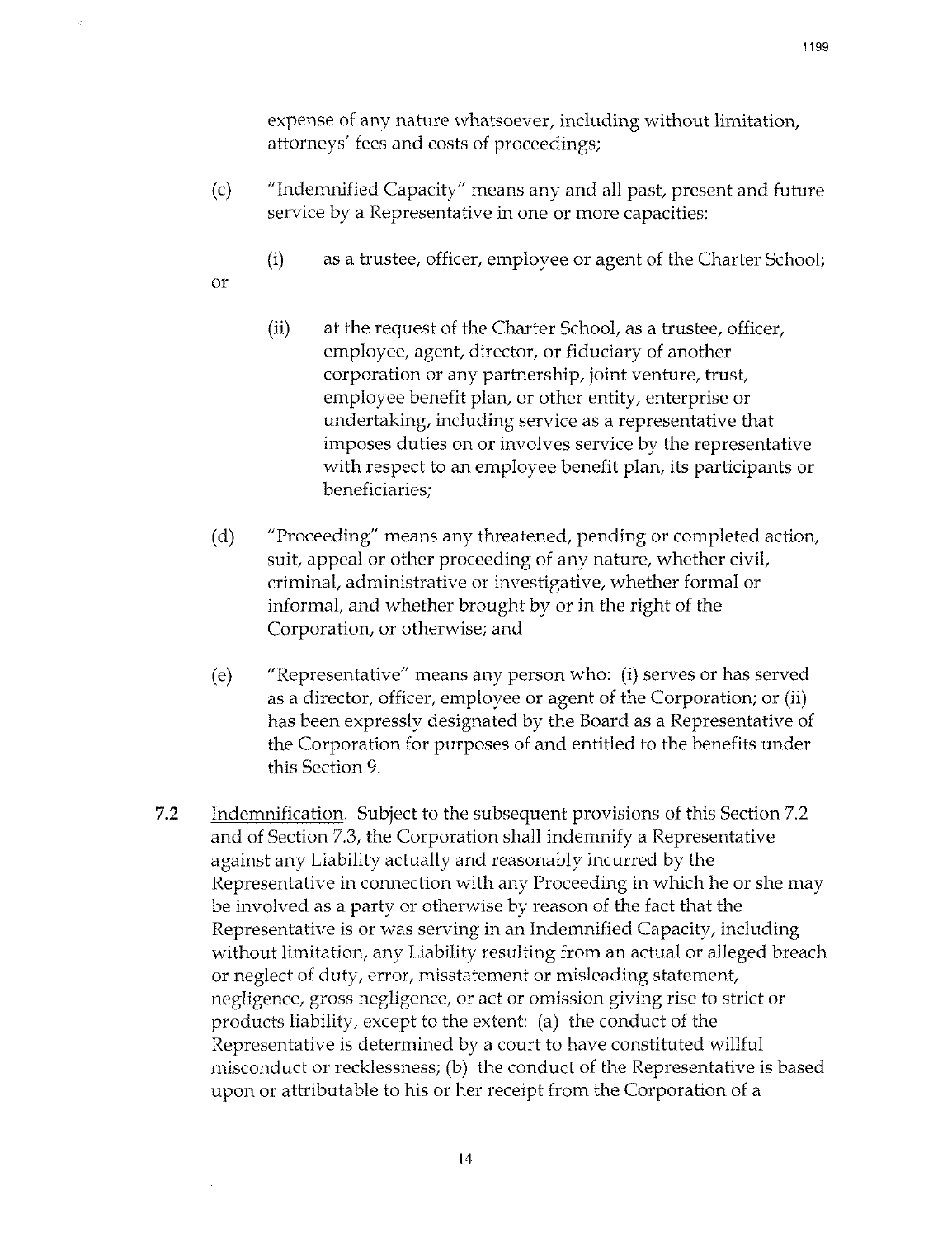expense of any nature whatsoever, including without limitation, attorneys' fees and costs of proceedings;

(c) "Indemnified Capacity" means any and all past, present and future service by a Representative in one or more capacities:

(i) as a trustee, officer, employee or agent of the Charter School;

or

(ii) at the request of the Charter School, as a trustee, officer, employee, agent, director, or fiduciary of another corporation or any partnership, joint venture, trust, employee benefit plan, or other entity, enterprise or undertaking, including service as a representative that imposes duties on or involves service by the representative with respect to an employee benefit plan, its participants or beneficiaries;

(d) "Proceeding" means any threatened, pending or completed action, suit, appeal or other proceeding of any nature, whether civil, criminal, administrative or investigative, whether formal or informal, and whether brought by or in the right of the Corporation, or otherwise; and

(e) "Representative" means any person who: (i) serves or has served as a director, officer, employee or agent of the Corporation; or (ii) has been expressly designated by the Board as a Representative of the Corporation for purposes of and entitled to the benefits under this Section 9.

**7.2** Indemnification. Subject to the subsequent provisions of this Section 7.2 and of Section 7.3, the Corporation shall indemnify a Representative against any Liability actually and reasonably incurred by the Representative in connection with any Proceeding in which he or she may be involved as a party or otherwise by reason of the fact that the Representative is or was serving in an Indemnified Capacity, including without limitation, any Liability resulting from an actual or alleged breach or neglect of duty, error, misstatement or misleading statement, negligence, gross negligence, or act or omission giving rise to strict or products liability, except to the extent: (a) the conduct of the Representative is determined by a court to have constituted willful misconduct or recklessness; (b) the conduct of the Representative is based upon or attributable to his or her receipt from the Corporation of a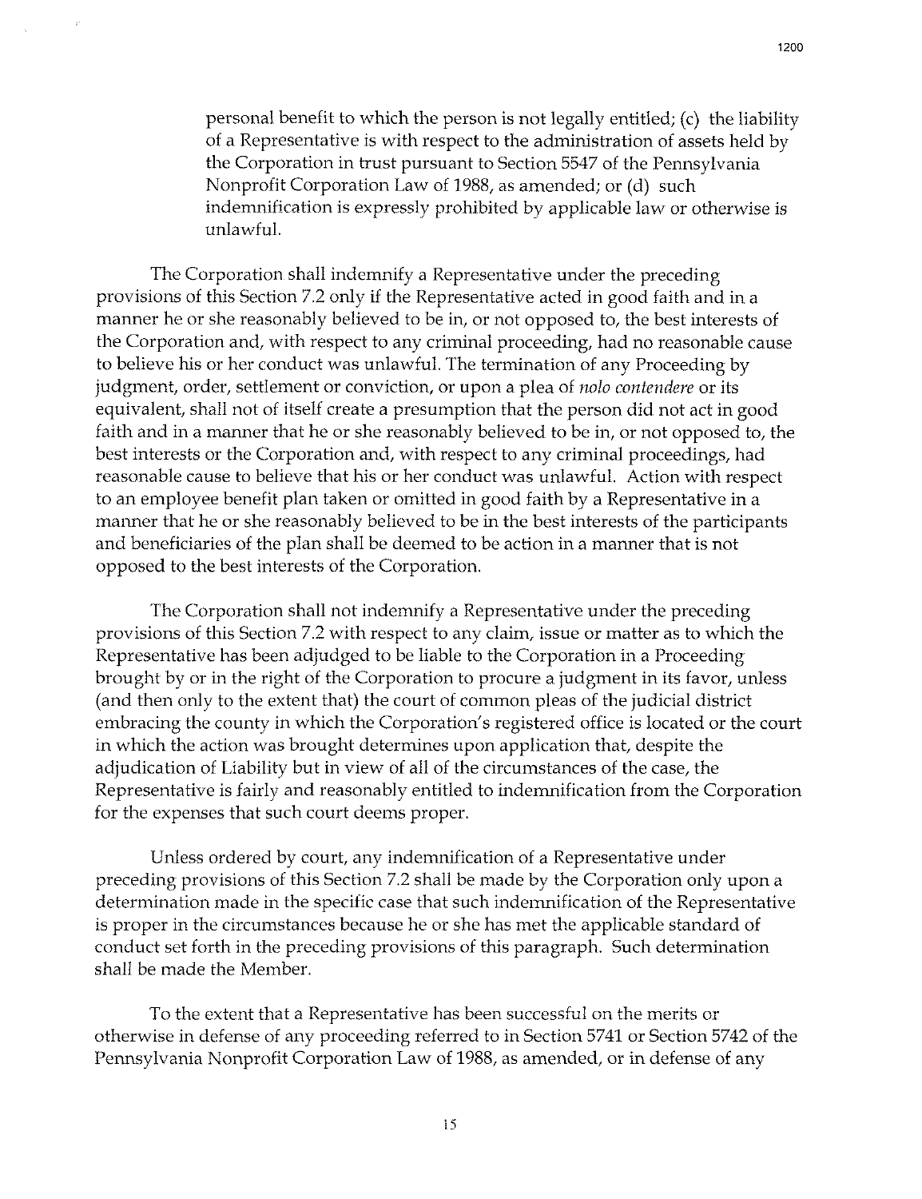personal benefit to which the person is not legally entitled; (c) the liability of a Representative is with respect to the administration of assets held by the Corporation in trust pursuant to Section 5547 of the Pennsylvania Nonprofit Corporation Law of 1988, as amended; or (d) such indemnification is expressly prohibited by applicable law or otherwise is unlawful.

The Corporation shall indemnify a Representative under the preceding provisions of this Section 7.2 only if the Representative acted in good faith and in a manner he or she reasonably believed to be in, or not opposed to, the best interests of the Corporation and, with respect to any criminal proceeding, had no reasonable cause to believe his or her conduct was unlawful. The termination of any Proceeding by judgment, order, settlement or conviction, or upon a plea of *nolo contendere* or its equivalent, shall not of itself create a presumption that the person did not act in good faith and in a manner that he or she reasonably believed to be in, or not opposed to, the best interests or the Corporation and, with respect to any criminal proceedings, had reasonable cause to believe that his or her conduct was unlawful. Action with respect to an employee benefit plan taken or omitted in good faith by a Representative in a manner that he or she reasonably believed to be in the best interests of the participants and beneficiaries of the plan shall be deemed to be action in a manner that is not opposed to the best interests of the Corporation.

The Corporation shall not indemnify a Representative under the preceding provisions of this Section 7.2 with respect to any claim, issue or matter as to which the Representative has been adjudged to be liable to the Corporation in a Proceeding brought by or in the right of the Corporation to procure a judgment in its favor, unless (and then only to the extent that) the court of common pleas of the judicial district embracing the county in which the Corporation's registered office is located or the court in which the action was brought determines upon application that, despite the adjudication of Liability but in view of all of the circumstances of the case, the Representative is fairly and reasonably entitled to indemnification from the Corporation for the expenses that such court deems proper.

Unless ordered by court, any indemnification of a Representative under preceding provisions of this Section 7.2 shall be made by the Corporation only upon a determination made in the specific case that such indemnification of the Representative is proper in the circumstances because he or she has met the applicable standard of conduct set forth in the preceding provisions of this paragraph. Such determination shall be made the Member.

To the extent that a Representative has been successful on the merits or otherwise in defense of any proceeding referred to in Section 5741 or Section 5742 of the Pennsylvania Nonprofit Corporation Law of 1988, as amended, or in defense of any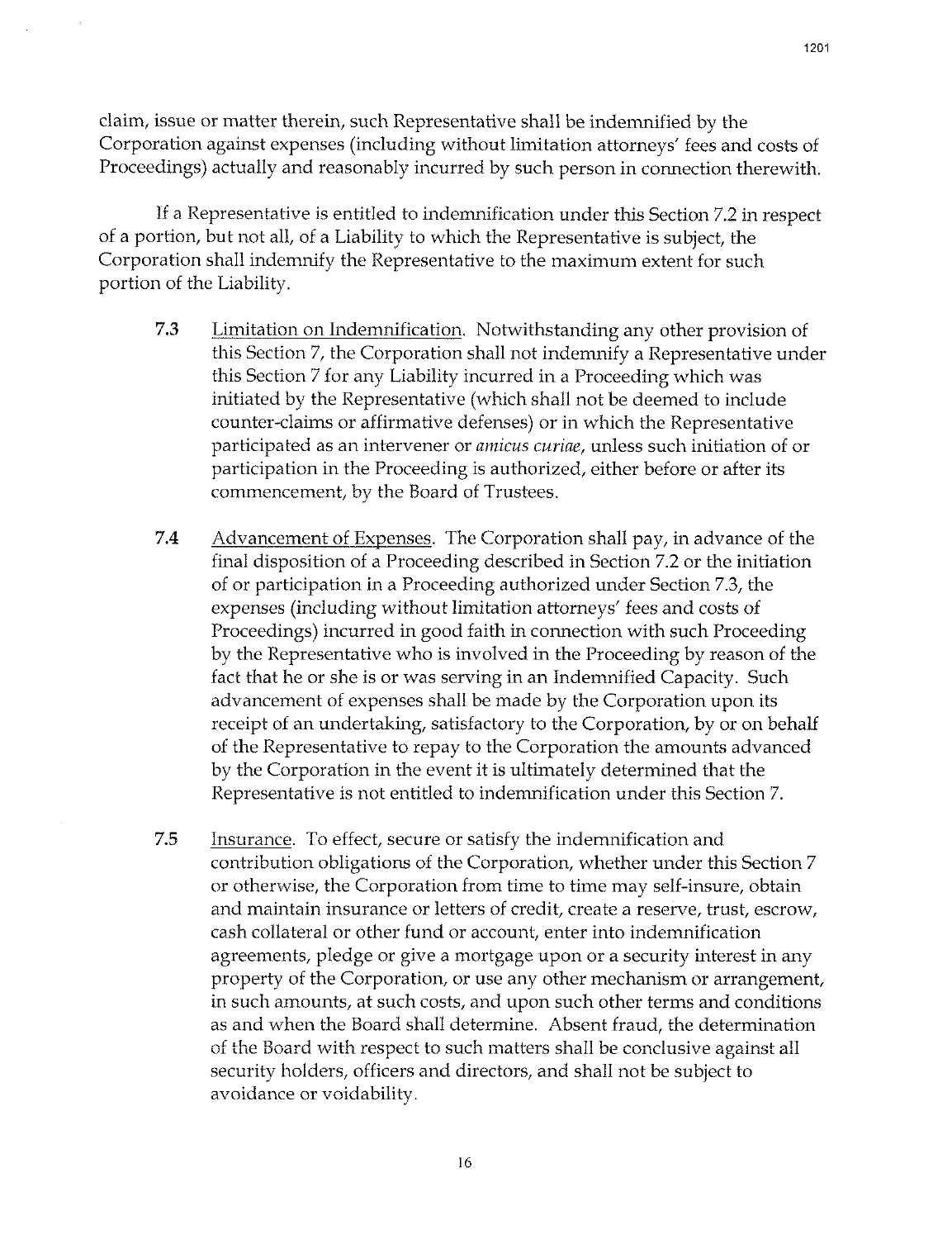claim, issue or matter therein, such Representative shall be indemnified by the Corporation against expenses (including without limitation attorneys' fees and costs of Proceedings) actually and reasonably incurred by such person in connection therewith.

If a Representative is entitled to indemnification under this Section 7.2 in respect of a portion, but not all, of a Liability to which the Representative is subject, the Corporation shall indemnify the Representative to the maximum extent for such portion of the Liability.

**7.3** Limitation on Indemnification. Notwithstanding any other provision of this Section 7, the Corporation shall not indemnify a Representative under this Section 7 for any Liability incurred in a Proceeding which was initiated by the Representative (which shall not be deemed to include counter-claims or affirmative defenses) or in which the Representative participated as an intervener or *amicus curiae*, unless such initiation of or participation in the Proceeding is authorized, either before or after its commencement, by the Board of Trustees.

**7.4** Advancement of Expenses. The Corporation shall pay, in advance of the final disposition of a Proceeding described in Section 7.2 or the initiation of or participation in a Proceeding authorized under Section 7.3, the expenses (including without limitation attorneys' fees and costs of Proceedings) incurred in good faith in connection with such Proceeding by the Representative who is involved in the Proceeding by reason of the fact that he or she is or was serving in an Indemnified Capacity. Such advancement of expenses shall be made by the Corporation upon its receipt of an undertaking, satisfactory to the Corporation, by or on behalf of the Representative to repay to the Corporation the amounts advanced by the Corporation in the event it is ultimately determined that the Representative is not entitled to indemnification under this Section 7.

**7.5** Insurance. To effect, secure or satisfy the indemnification and contribution obligations of the Corporation, whether under this Section 7 or otherwise, the Corporation from time to time may self-insure, obtain and maintain insurance or letters of credit, create a reserve, trust, escrow, cash collateral or other fund or account, enter into indemnification agreements, pledge or give a mortgage upon or a security interest in any property of the Corporation, or use any other mechanism or arrangement, in such amounts, at such costs, and upon such other terms and conditions as and when the Board shall determine. Absent fraud, the determination of the Board with respect to such matters shall be conclusive against all security holders, officers and directors, and shall not be subject to avoidance or voidability.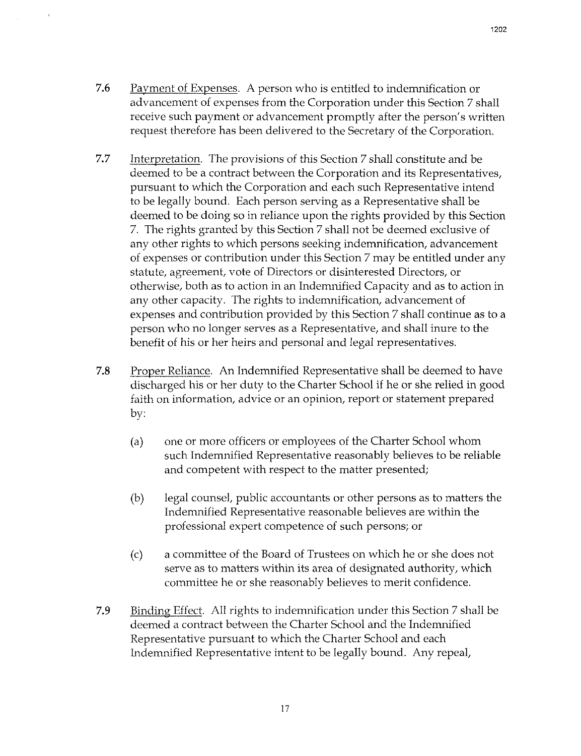**7.6** <u>Payment of Expenses</u>. A person who is entitled to indemnification or advancement of expenses from the Corporation under this Section 7 shall receive such payment or advancement promptly after the person's written request therefore has been delivered to the Secretary of the Corporation.

**7.7** <u>Interpretation</u>. The provisions of this Section 7 shall constitute and be deemed to be a contract between the Corporation and its Representatives, pursuant to which the Corporation and each such Representative intend to be legally bound. Each person serving as a Representative shall be deemed to be doing so in reliance upon the rights provided by this Section 7. The rights granted by this Section 7 shall not be deemed exclusive of any other rights to which persons seeking indemnification, advancement of expenses or contribution under this Section 7 may be entitled under any statute, agreement, vote of Directors or disinterested Directors, or otherwise, both as to action in an Indemnified Capacity and as to action in any other capacity. The rights to indemnification, advancement of expenses and contribution provided by this Section 7 shall continue as to a person who no longer serves as a Representative, and shall inure to the benefit of his or her heirs and personal and legal representatives.

**7.8** <u>Proper Reliance</u>. An Indemnified Representative shall be deemed to have discharged his or her duty to the Charter School if he or she relied in good faith on information, advice or an opinion, report or statement prepared by:

(a) one or more officers or employees of the Charter School whom such Indemnified Representative reasonably believes to be reliable and competent with respect to the matter presented;

(b) legal counsel, public accountants or other persons as to matters the Indemnified Representative reasonable believes are within the professional expert competence of such persons; or

(c) a committee of the Board of Trustees on which he or she does not serve as to matters within its area of designated authority, which committee he or she reasonably believes to merit confidence.

**7.9** <u>Binding Effect</u>. All rights to indemnification under this Section 7 shall be deemed a contract between the Charter School and the Indemnified Representative pursuant to which the Charter School and each Indemnified Representative intent to be legally bound. Any repeal,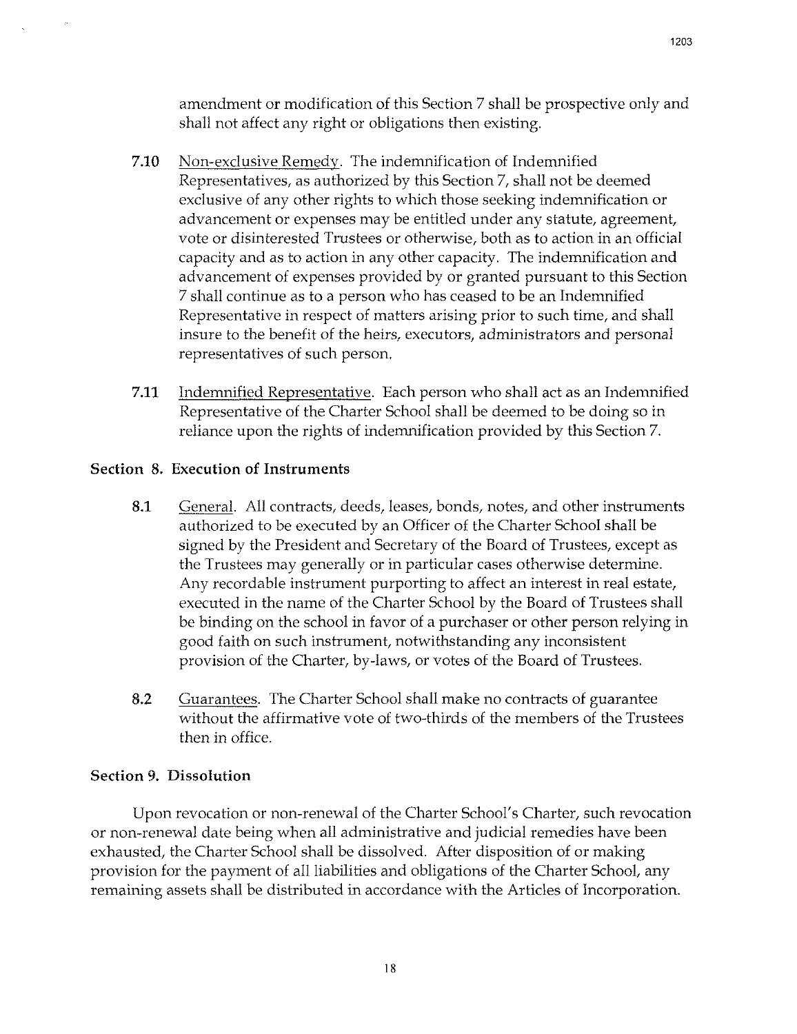amendment or modification of this Section 7 shall be prospective only and shall not affect any right or obligations then existing.

**7.10** Non-exclusive Remedy. The indemnification of Indemnified Representatives, as authorized by this Section 7, shall not be deemed exclusive of any other rights to which those seeking indemnification or advancement or expenses may be entitled under any statute, agreement, vote or disinterested Trustees or otherwise, both as to action in an official capacity and as to action in any other capacity. The indemnification and advancement of expenses provided by or granted pursuant to this Section 7 shall continue as to a person who has ceased to be an Indemnified Representative in respect of matters arising prior to such time, and shall insure to the benefit of the heirs, executors, administrators and personal representatives of such person.

**7.11** Indemnified Representative. Each person who shall act as an Indemnified Representative of the Charter School shall be deemed to be doing so in reliance upon the rights of indemnification provided by this Section 7.

**Section 8. Execution of Instruments**

**8.1** General. All contracts, deeds, leases, bonds, notes, and other instruments authorized to be executed by an Officer of the Charter School shall be signed by the President and Secretary of the Board of Trustees, except as the Trustees may generally or in particular cases otherwise determine. Any recordable instrument purporting to affect an interest in real estate, executed in the name of the Charter School by the Board of Trustees shall be binding on the school in favor of a purchaser or other person relying in good faith on such instrument, notwithstanding any inconsistent provision of the Charter, by-laws, or votes of the Board of Trustees.

**8.2** Guarantees. The Charter School shall make no contracts of guarantee without the affirmative vote of two-thirds of the members of the Trustees then in office.

**Section 9. Dissolution**

Upon revocation or non-renewal of the Charter School's Charter, such revocation or non-renewal date being when all administrative and judicial remedies have been exhausted, the Charter School shall be dissolved. After disposition of or making provision for the payment of all liabilities and obligations of the Charter School, any remaining assets shall be distributed in accordance with the Articles of Incorporation.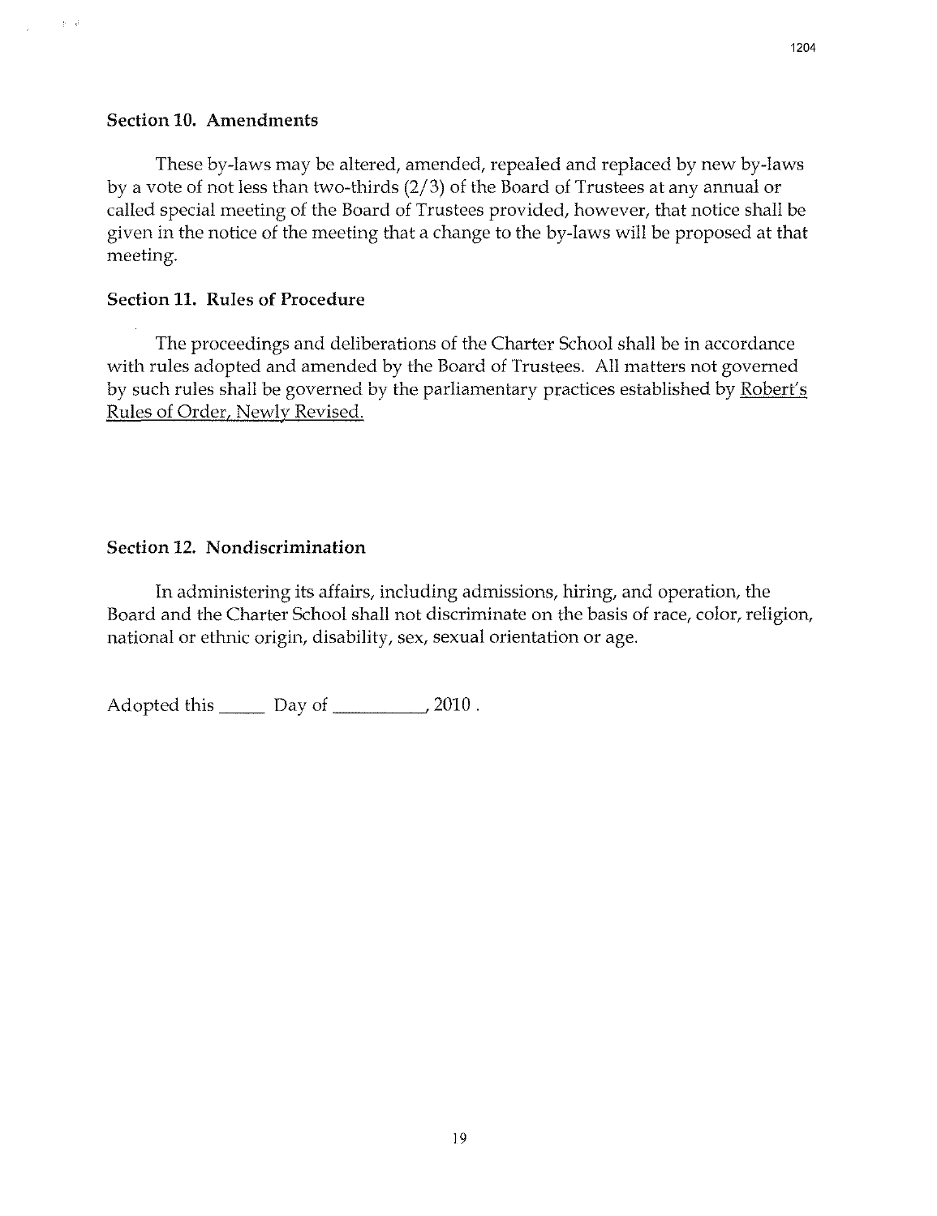### Section 10. Amendments

These by-laws may be altered, amended, repealed and replaced by new by-laws by a vote of not less than two-thirds (2/3) of the Board of Trustees at any annual or called special meeting of the Board of Trustees provided, however, that notice shall be given in the notice of the meeting that a change to the by-laws will be proposed at that meeting.

### Section 11. Rules of Procedure

The proceedings and deliberations of the Charter School shall be in accordance with rules adopted and amended by the Board of Trustees. All matters not governed by such rules shall be governed by the parliamentary practices established by Robert's Rules of Order, Newly Revised.

### Section 12. Nondiscrimination

In administering its affairs, including admissions, hiring, and operation, the Board and the Charter School shall not discriminate on the basis of race, color, religion, national or ethnic origin, disability, sex, sexual orientation or age.

Adopted this _____ Day of __________, 2010 .